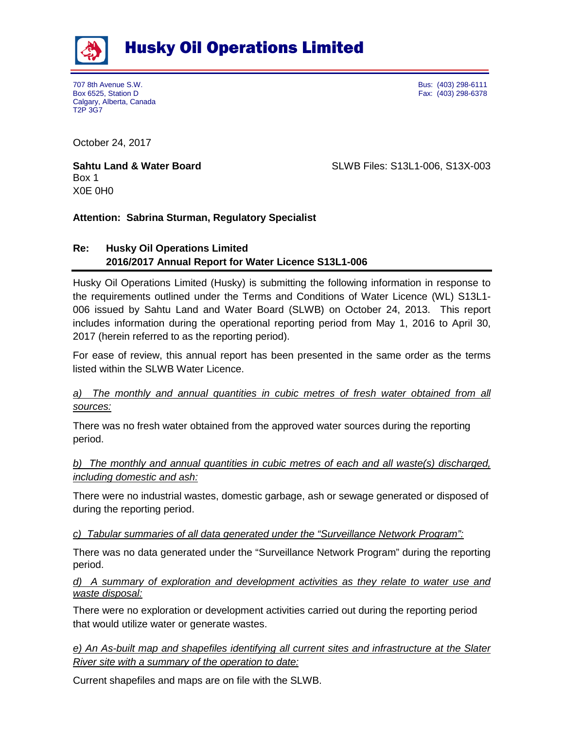# Husky Oil Operations Limited

707 8th Avenue S.W.
Box 6525, Station D
Calgary, Alberta, Canada
T2P 3G7

Bus: (403) 298-6111
Fax: (403) 298-6378

October 24, 2017

**Sahtu Land & Water Board**
Box 1
X0E 0H0

SLWB Files: S13L1-006, S13X-003

**Attention: Sabrina Sturman, Regulatory Specialist**

**Re: Husky Oil Operations Limited**
**2016/2017 Annual Report for Water Licence S13L1-006**

Husky Oil Operations Limited (Husky) is submitting the following information in response to the requirements outlined under the Terms and Conditions of Water Licence (WL) S13L1-006 issued by Sahtu Land and Water Board (SLWB) on October 24, 2013. This report includes information during the operational reporting period from May 1, 2016 to April 30, 2017 (herein referred to as the reporting period).

For ease of review, this annual report has been presented in the same order as the terms listed within the SLWB Water Licence.

*a) The monthly and annual quantities in cubic metres of fresh water obtained from all sources:*

There was no fresh water obtained from the approved water sources during the reporting period.

*b) The monthly and annual quantities in cubic metres of each and all waste(s) discharged, including domestic and ash:*

There were no industrial wastes, domestic garbage, ash or sewage generated or disposed of during the reporting period.

*c) Tabular summaries of all data generated under the "Surveillance Network Program":*

There was no data generated under the "Surveillance Network Program" during the reporting period.

*d) A summary of exploration and development activities as they relate to water use and waste disposal:*

There were no exploration or development activities carried out during the reporting period that would utilize water or generate wastes.

*e) An As-built map and shapefiles identifying all current sites and infrastructure at the Slater River site with a summary of the operation to date:*

Current shapefiles and maps are on file with the SLWB.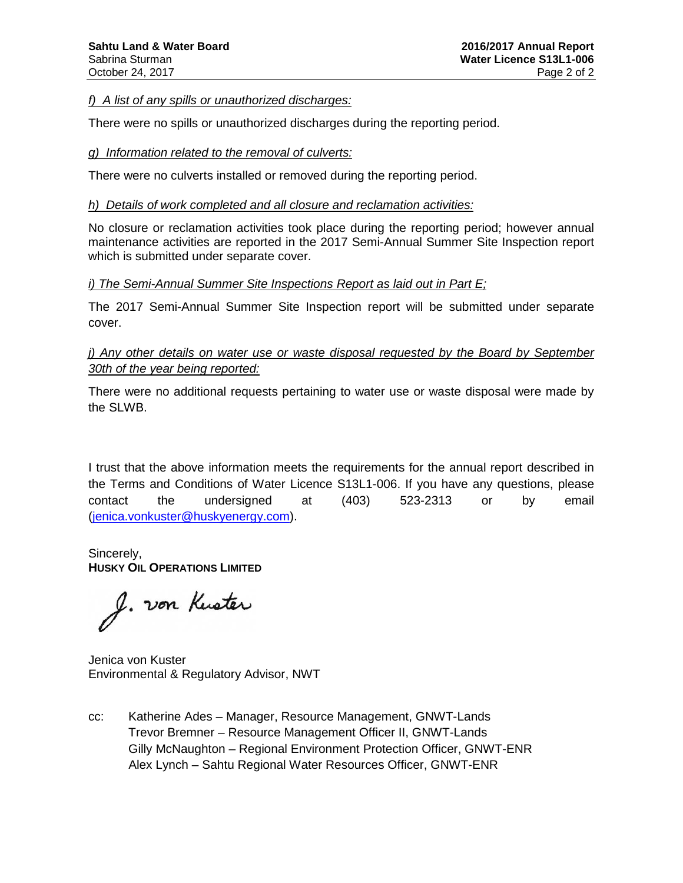*f) A list of any spills or unauthorized discharges:*

There were no spills or unauthorized discharges during the reporting period.

*g) Information related to the removal of culverts:*

There were no culverts installed or removed during the reporting period.

*h) Details of work completed and all closure and reclamation activities:*

No closure or reclamation activities took place during the reporting period; however annual maintenance activities are reported in the 2017 Semi-Annual Summer Site Inspection report which is submitted under separate cover.

*i) The Semi-Annual Summer Site Inspections Report as laid out in Part E;*

The 2017 Semi-Annual Summer Site Inspection report will be submitted under separate cover.

*j) Any other details on water use or waste disposal requested by the Board by September 30th of the year being reported:*

There were no additional requests pertaining to water use or waste disposal were made by the SLWB.

I trust that the above information meets the requirements for the annual report described in the Terms and Conditions of Water Licence S13L1-006. If you have any questions, please contact the undersigned at (403) 523-2313 or by email (jenica.vonkuster@huskyenergy.com).

Sincerely,
**HUSKY OIL OPERATIONS LIMITED**

J. von Kuster

Jenica von Kuster
Environmental & Regulatory Advisor, NWT

cc: Katherine Ades – Manager, Resource Management, GNWT-Lands
Trevor Bremner – Resource Management Officer II, GNWT-Lands
Gilly McNaughton – Regional Environment Protection Officer, GNWT-ENR
Alex Lynch – Sahtu Regional Water Resources Officer, GNWT-ENR